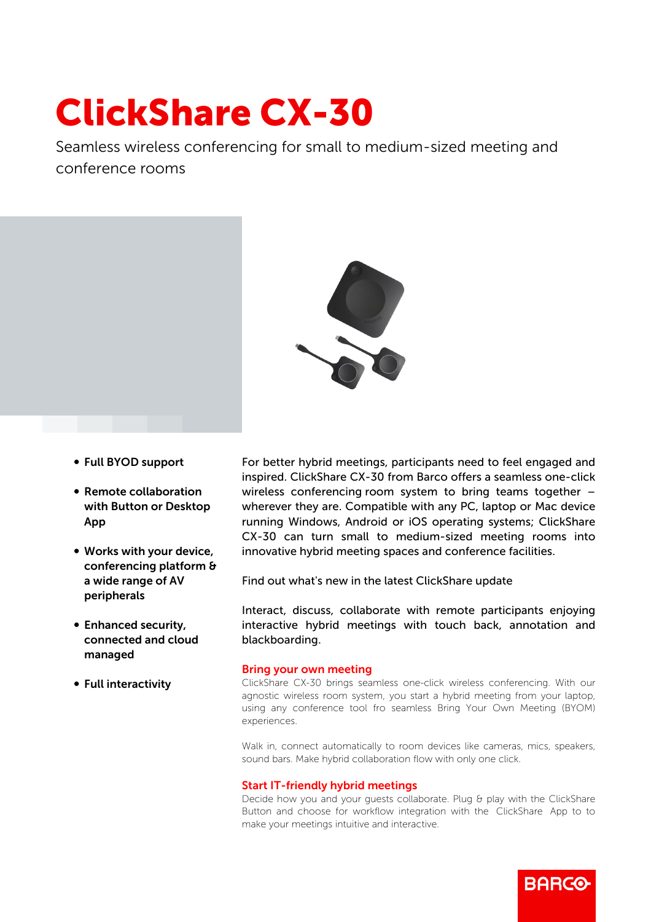# ClickShare CX-30

Seamless wireless conferencing for small to medium-sized meeting and conference rooms

- **Full BYOD support**
- **Remote collaboration with Button or Desktop App**
- **Works with your device, conferencing platform & a wide range of AV peripherals**
- **Enhanced security, connected and cloud managed**
- **Full interactivity**

For better hybrid meetings, participants need to feel engaged and inspired. ClickShare CX-30 from Barco offers a seamless one-click wireless conferencing room system to bring teams together – wherever they are. Compatible with any PC, laptop or Mac device running Windows, Android or iOS operating systems; ClickShare CX-30 can turn small to medium-sized meeting rooms into innovative hybrid meeting spaces and conference facilities.

Find out what's new in the latest ClickShare update

Interact, discuss, collaborate with remote participants enjoying interactive hybrid meetings with touch back, annotation and blackboarding.

## Bring your own meeting

ClickShare CX-30 brings seamless one-click wireless conferencing. With our agnostic wireless room system, you start a hybrid meeting from your laptop, using any conference tool fro seamless Bring Your Own Meeting (BYOM) experiences.

Walk in, connect automatically to room devices like cameras, mics, speakers, sound bars. Make hybrid collaboration flow with only one click.

## Start IT-friendly hybrid meetings

Decide how you and your guests collaborate. Plug & play with the ClickShare Button and choose for workflow integration with the ClickShare App to to make your meetings intuitive and interactive.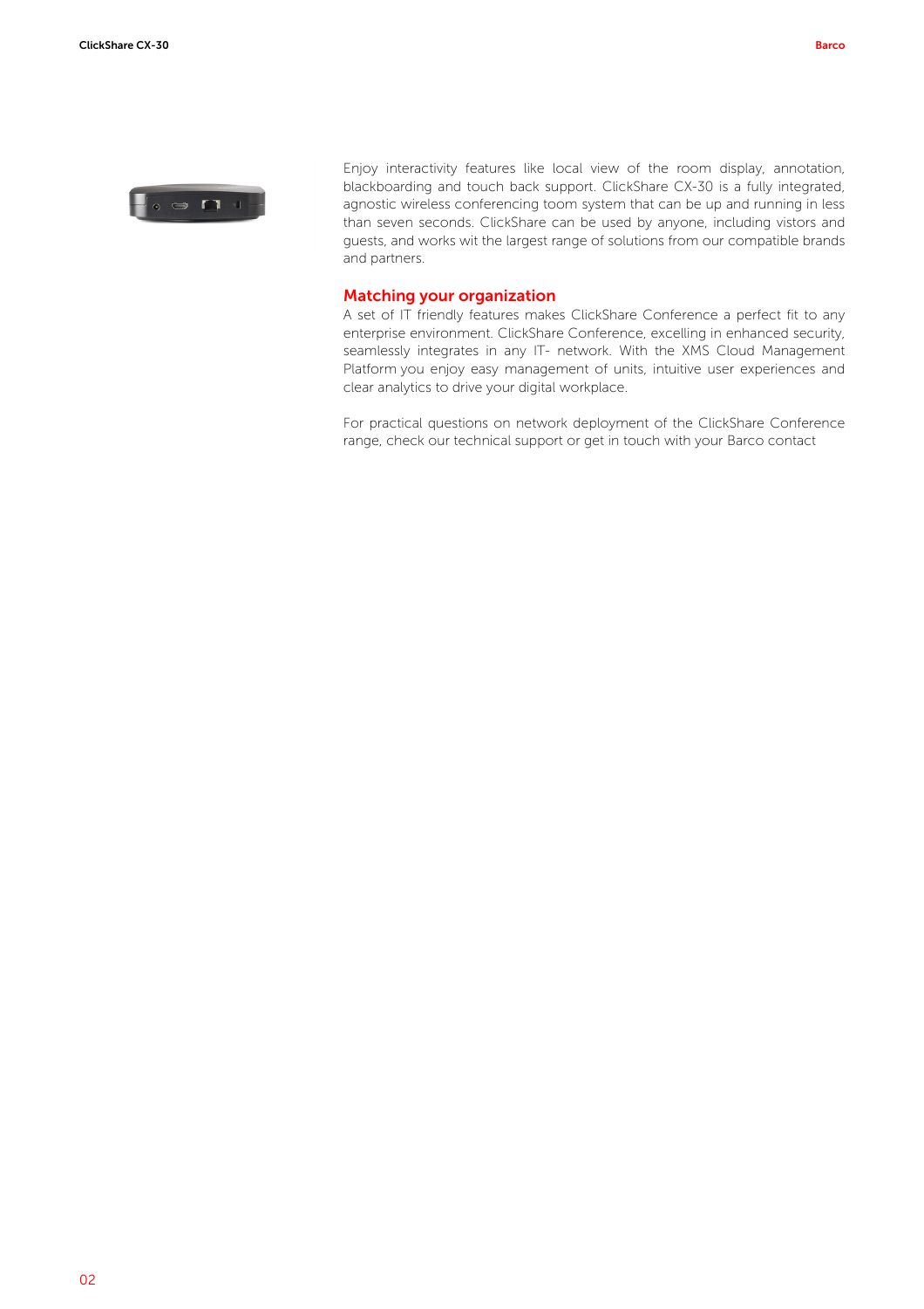Enjoy interactivity features like local view of the room display, annotation, blackboarding and touch back support. ClickShare CX-30 is a fully integrated, agnostic wireless conferencing toom system that can be up and running in less than seven seconds. ClickShare can be used by anyone, including vistors and guests, and works wit the largest range of solutions from our compatible brands and partners.

## Matching your organization

A set of IT friendly features makes ClickShare Conference a perfect fit to any enterprise environment. ClickShare Conference, excelling in enhanced security, seamlessly integrates in any IT- network. With the XMS Cloud Management Platform you enjoy easy management of units, intuitive user experiences and clear analytics to drive your digital workplace.

For practical questions on network deployment of the ClickShare Conference range, check our technical support or get in touch with your Barco contact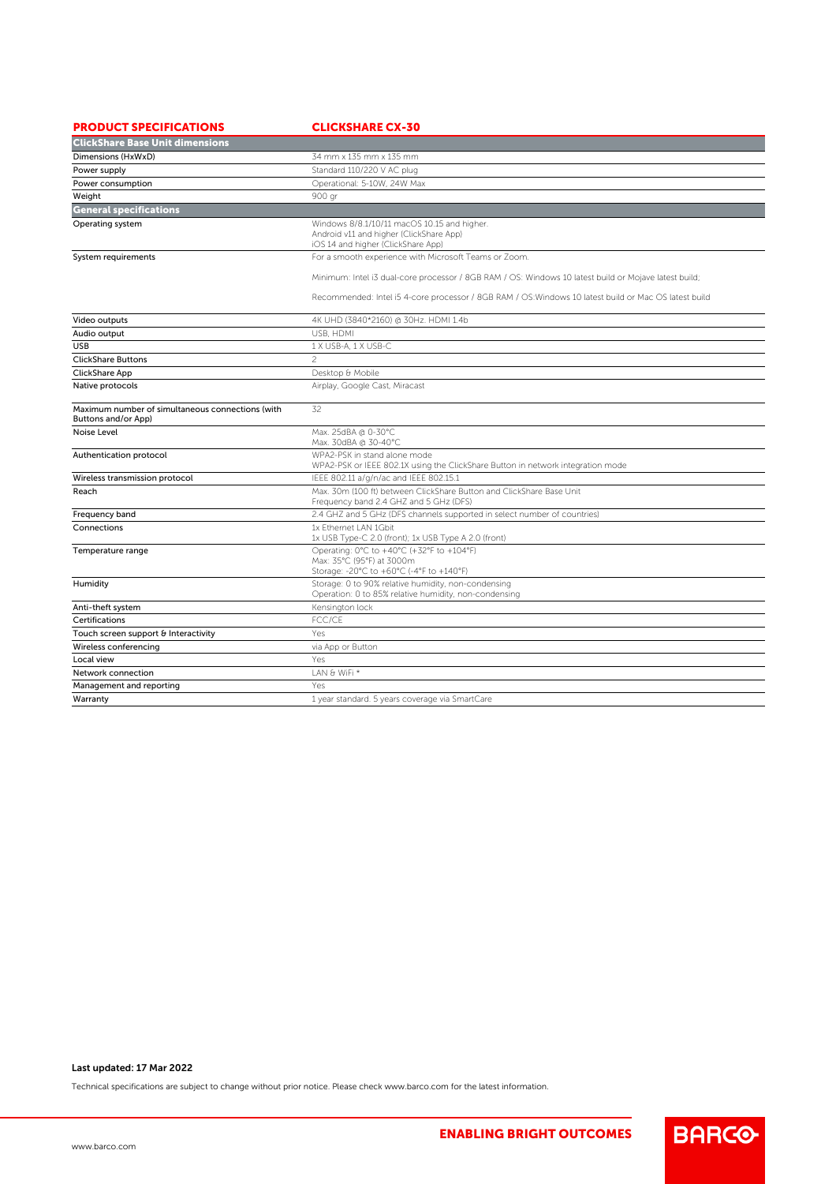| PRODUCT SPECIFICATIONS | CLICKSHARE CX-30 |
|---|---|
| **ClickShare Base Unit dimensions** | |
| Dimensions (HxWxD) | 34 mm x 135 mm x 135 mm |
| Power supply | Standard 110/220 V AC plug |
| Power consumption | Operational: 5-10W, 24W Max |
| Weight | 900 gr |
| **General specifications** | |
| Operating system | Windows 8/8.1/10/11 macOS 10.15 and higher.<br>Android v11 and higher (ClickShare App)<br>iOS 14 and higher (ClickShare App) |
| System requirements | For a smooth experience with Microsoft Teams or Zoom.<br><br>Minimum: Intel i3 dual-core processor / 8GB RAM / OS: Windows 10 latest build or Mojave latest build;<br><br>Recommended: Intel i5 4-core processor / 8GB RAM / OS:Windows 10 latest build or Mac OS latest build |
| Video outputs | 4K UHD (3840*2160) @ 30Hz. HDMI 1.4b |
| Audio output | USB, HDMI |
| USB | 1 X USB-A, 1 X USB-C |
| ClickShare Buttons | 2 |
| ClickShare App | Desktop & Mobile |
| Native protocols | Airplay, Google Cast, Miracast |
| Maximum number of simultaneous connections (with Buttons and/or App) | 32 |
| Noise Level | Max. 25dBA @ 0-30°C<br>Max. 30dBA @ 30-40°C |
| Authentication protocol | WPA2-PSK in stand alone mode<br>WPA2-PSK or IEEE 802.1X using the ClickShare Button in network integration mode |
| Wireless transmission protocol | IEEE 802.11 a/g/n/ac and IEEE 802.15.1 |
| Reach | Max. 30m (100 ft) between ClickShare Button and ClickShare Base Unit<br>Frequency band 2.4 GHZ and 5 GHz (DFS) |
| Frequency band | 2.4 GHZ and 5 GHz (DFS channels supported in select number of countries) |
| Connections | 1x Ethernet LAN 1Gbit<br>1x USB Type-C 2.0 (front); 1x USB Type A 2.0 (front) |
| Temperature range | Operating: 0°C to +40°C (+32°F to +104°F)<br>Max: 35°C (95°F) at 3000m<br>Storage: -20°C to +60°C (-4°F to +140°F) |
| Humidity | Storage: 0 to 90% relative humidity, non-condensing<br>Operation: 0 to 85% relative humidity, non-condensing |
| Anti-theft system | Kensington lock |
| Certifications | FCC/CE |
| Touch screen support & Interactivity | Yes |
| Wireless conferencing | via App or Button |
| Local view | Yes |
| Network connection | LAN & WiFi * |
| Management and reporting | Yes |
| Warranty | 1 year standard. 5 years coverage via SmartCare |

**Last updated: 17 Mar 2022**

Technical specifications are subject to change without prior notice. Please check www.barco.com for the latest information.